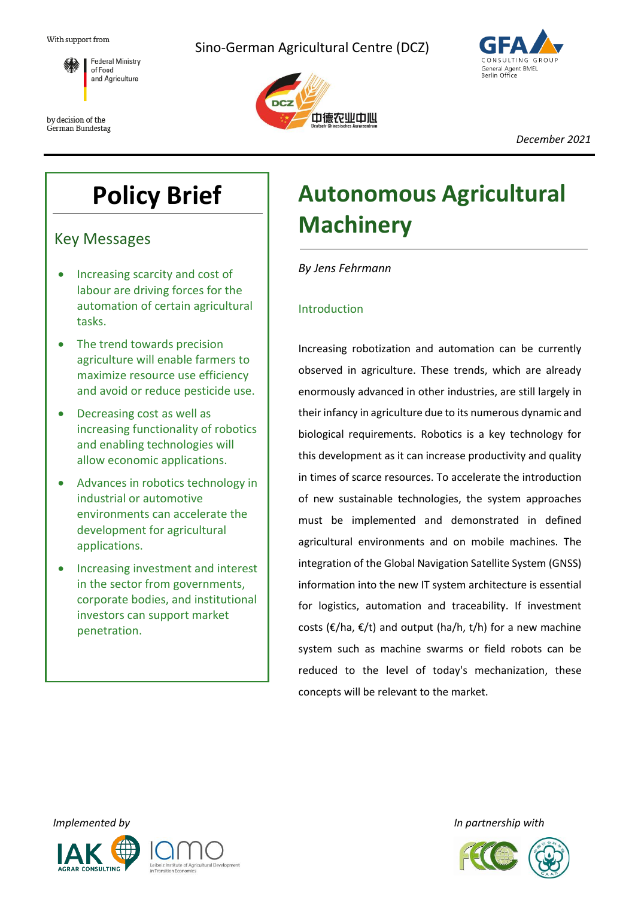With support from

Federal Ministry of Food and Agriculture

by decision of the German Bundestag

Sino-German Agricultural Centre (DCZ)

GFA CONSULTING GROUP
General Agent BMEL
Berlin Office

*December 2021*

# Policy Brief

## Key Messages

- Increasing scarcity and cost of labour are driving forces for the automation of certain agricultural tasks.
- The trend towards precision agriculture will enable farmers to maximize resource use efficiency and avoid or reduce pesticide use.
- Decreasing cost as well as increasing functionality of robotics and enabling technologies will allow economic applications.
- Advances in robotics technology in industrial or automotive environments can accelerate the development for agricultural applications.
- Increasing investment and interest in the sector from governments, corporate bodies, and institutional investors can support market penetration.

# Autonomous Agricultural Machinery

*By Jens Fehrmann*

## Introduction

Increasing robotization and automation can be currently observed in agriculture. These trends, which are already enormously advanced in other industries, are still largely in their infancy in agriculture due to its numerous dynamic and biological requirements. Robotics is a key technology for this development as it can increase productivity and quality in times of scarce resources. To accelerate the introduction of new sustainable technologies, the system approaches must be implemented and demonstrated in defined agricultural environments and on mobile machines. The integration of the Global Navigation Satellite System (GNSS) information into the new IT system architecture is essential for logistics, automation and traceability. If investment costs (€/ha, €/t) and output (ha/h, t/h) for a new machine system such as machine swarms or field robots can be reduced to the level of today's mechanization, these concepts will be relevant to the market.

*Implemented by*

IAK AGRAR CONSULTING

iamo Leibniz Institute of Agricultural Development in Transition Economies

*In partnership with*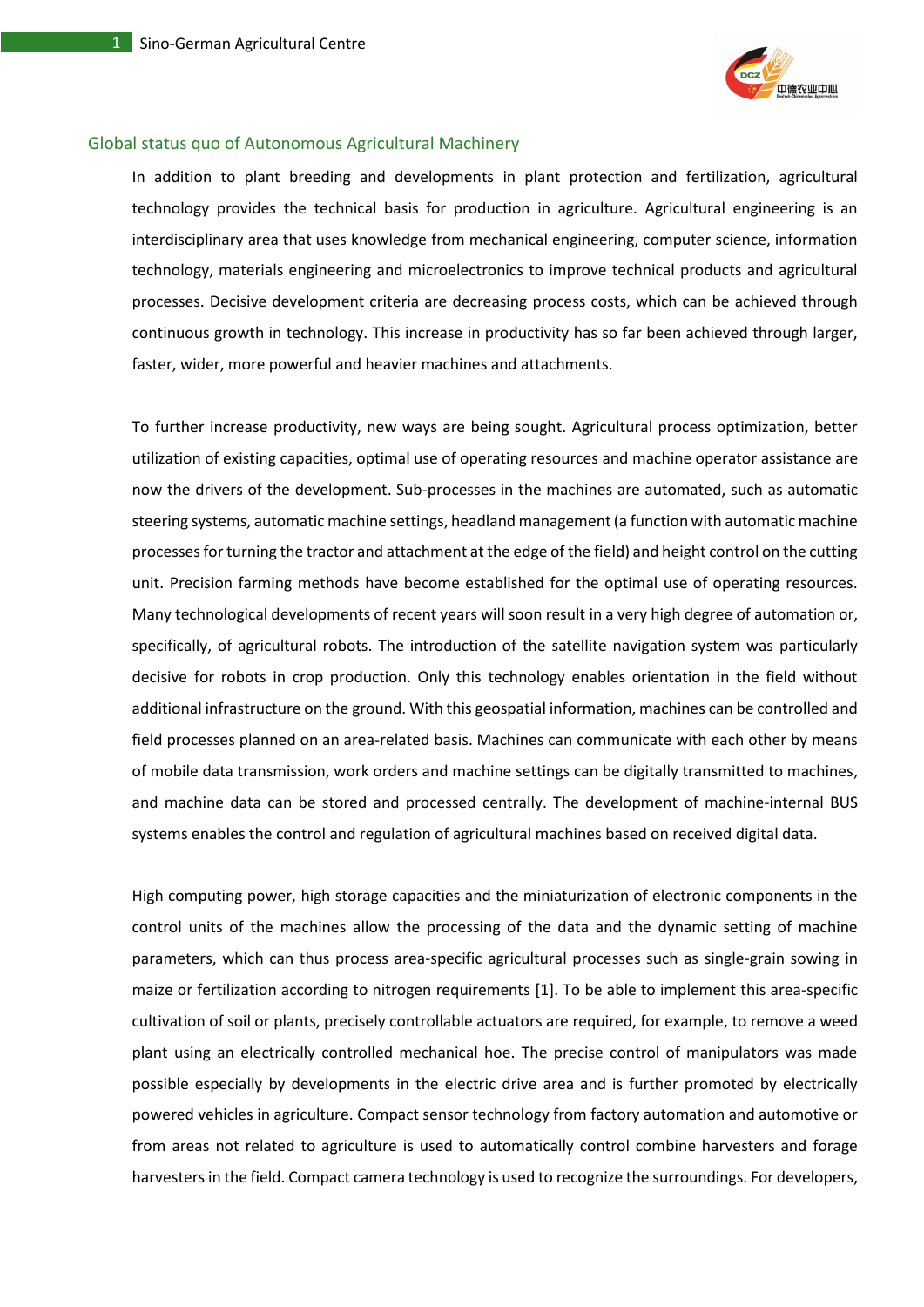## Global status quo of Autonomous Agricultural Machinery

In addition to plant breeding and developments in plant protection and fertilization, agricultural technology provides the technical basis for production in agriculture. Agricultural engineering is an interdisciplinary area that uses knowledge from mechanical engineering, computer science, information technology, materials engineering and microelectronics to improve technical products and agricultural processes. Decisive development criteria are decreasing process costs, which can be achieved through continuous growth in technology. This increase in productivity has so far been achieved through larger, faster, wider, more powerful and heavier machines and attachments.

To further increase productivity, new ways are being sought. Agricultural process optimization, better utilization of existing capacities, optimal use of operating resources and machine operator assistance are now the drivers of the development. Sub-processes in the machines are automated, such as automatic steering systems, automatic machine settings, headland management (a function with automatic machine processes for turning the tractor and attachment at the edge of the field) and height control on the cutting unit. Precision farming methods have become established for the optimal use of operating resources. Many technological developments of recent years will soon result in a very high degree of automation or, specifically, of agricultural robots. The introduction of the satellite navigation system was particularly decisive for robots in crop production. Only this technology enables orientation in the field without additional infrastructure on the ground. With this geospatial information, machines can be controlled and field processes planned on an area-related basis. Machines can communicate with each other by means of mobile data transmission, work orders and machine settings can be digitally transmitted to machines, and machine data can be stored and processed centrally. The development of machine-internal BUS systems enables the control and regulation of agricultural machines based on received digital data.

High computing power, high storage capacities and the miniaturization of electronic components in the control units of the machines allow the processing of the data and the dynamic setting of machine parameters, which can thus process area-specific agricultural processes such as single-grain sowing in maize or fertilization according to nitrogen requirements [1]. To be able to implement this area-specific cultivation of soil or plants, precisely controllable actuators are required, for example, to remove a weed plant using an electrically controlled mechanical hoe. The precise control of manipulators was made possible especially by developments in the electric drive area and is further promoted by electrically powered vehicles in agriculture. Compact sensor technology from factory automation and automotive or from areas not related to agriculture is used to automatically control combine harvesters and forage harvesters in the field. Compact camera technology is used to recognize the surroundings. For developers,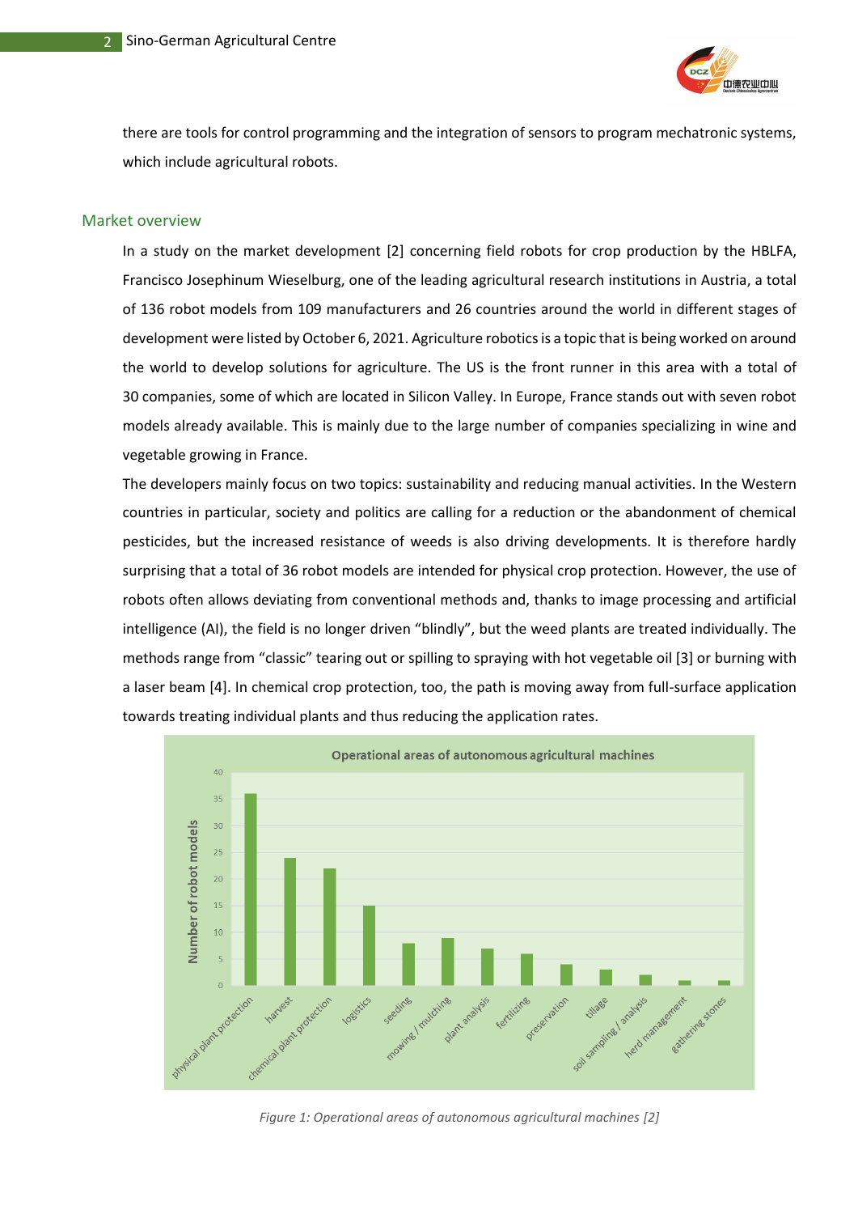there are tools for control programming and the integration of sensors to program mechatronic systems, which include agricultural robots.

## Market overview

In a study on the market development [2] concerning field robots for crop production by the HBLFA, Francisco Josephinum Wieselburg, one of the leading agricultural research institutions in Austria, a total of 136 robot models from 109 manufacturers and 26 countries around the world in different stages of development were listed by October 6, 2021. Agriculture robotics is a topic that is being worked on around the world to develop solutions for agriculture. The US is the front runner in this area with a total of 30 companies, some of which are located in Silicon Valley. In Europe, France stands out with seven robot models already available. This is mainly due to the large number of companies specializing in wine and vegetable growing in France.

The developers mainly focus on two topics: sustainability and reducing manual activities. In the Western countries in particular, society and politics are calling for a reduction or the abandonment of chemical pesticides, but the increased resistance of weeds is also driving developments. It is therefore hardly surprising that a total of 36 robot models are intended for physical crop protection. However, the use of robots often allows deviating from conventional methods and, thanks to image processing and artificial intelligence (AI), the field is no longer driven "blindly", but the weed plants are treated individually. The methods range from "classic" tearing out or spilling to spraying with hot vegetable oil [3] or burning with a laser beam [4]. In chemical crop protection, too, the path is moving away from full-surface application towards treating individual plants and thus reducing the application rates.

*Figure 1: Operational areas of autonomous agricultural machines [2]*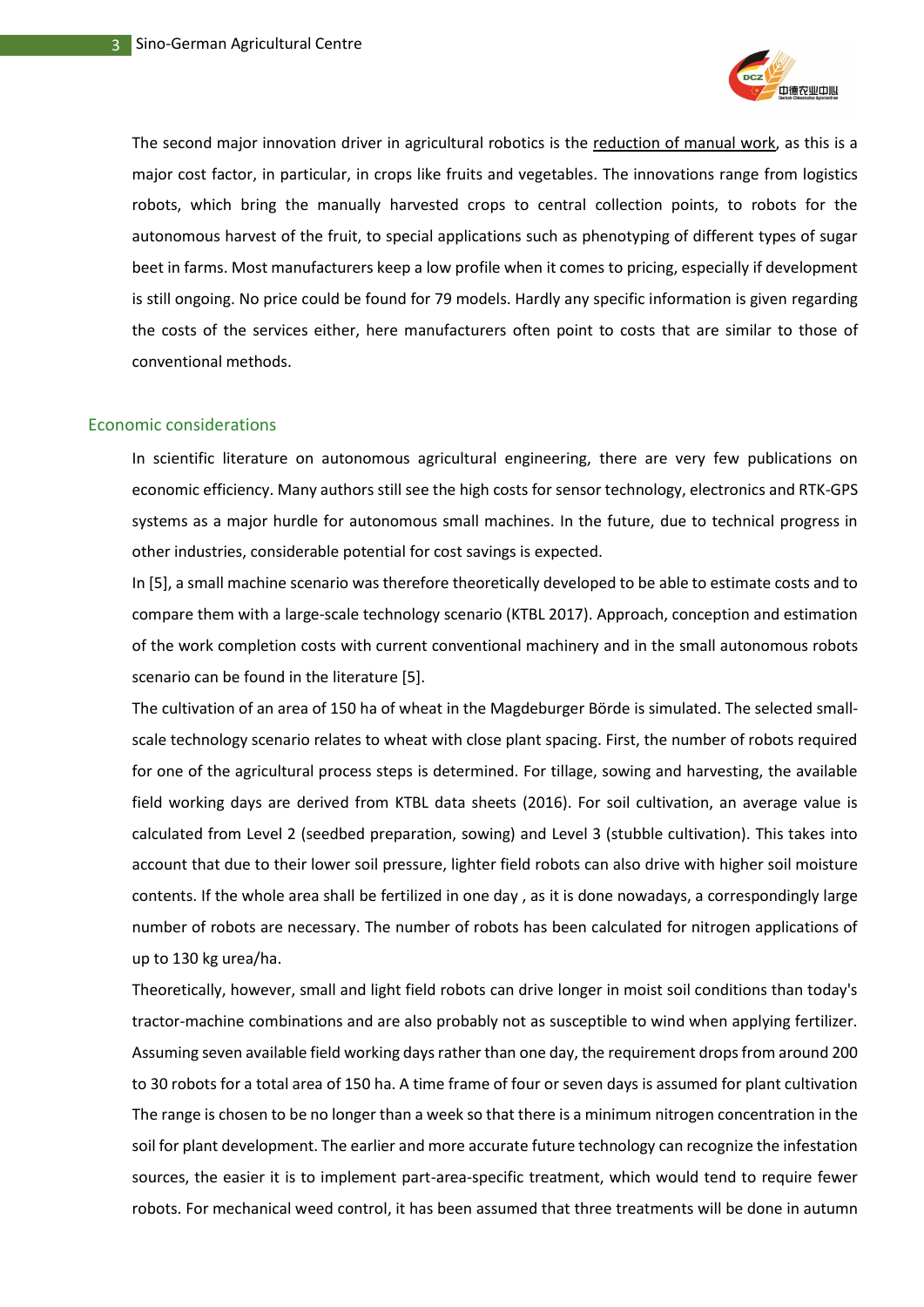The second major innovation driver in agricultural robotics is the reduction of manual work, as this is a major cost factor, in particular, in crops like fruits and vegetables. The innovations range from logistics robots, which bring the manually harvested crops to central collection points, to robots for the autonomous harvest of the fruit, to special applications such as phenotyping of different types of sugar beet in farms. Most manufacturers keep a low profile when it comes to pricing, especially if development is still ongoing. No price could be found for 79 models. Hardly any specific information is given regarding the costs of the services either, here manufacturers often point to costs that are similar to those of conventional methods.

## Economic considerations

In scientific literature on autonomous agricultural engineering, there are very few publications on economic efficiency. Many authors still see the high costs for sensor technology, electronics and RTK-GPS systems as a major hurdle for autonomous small machines. In the future, due to technical progress in other industries, considerable potential for cost savings is expected.

In [5], a small machine scenario was therefore theoretically developed to be able to estimate costs and to compare them with a large-scale technology scenario (KTBL 2017). Approach, conception and estimation of the work completion costs with current conventional machinery and in the small autonomous robots scenario can be found in the literature [5].

The cultivation of an area of 150 ha of wheat in the Magdeburger Börde is simulated. The selected small-scale technology scenario relates to wheat with close plant spacing. First, the number of robots required for one of the agricultural process steps is determined. For tillage, sowing and harvesting, the available field working days are derived from KTBL data sheets (2016). For soil cultivation, an average value is calculated from Level 2 (seedbed preparation, sowing) and Level 3 (stubble cultivation). This takes into account that due to their lower soil pressure, lighter field robots can also drive with higher soil moisture contents. If the whole area shall be fertilized in one day , as it is done nowadays, a correspondingly large number of robots are necessary. The number of robots has been calculated for nitrogen applications of up to 130 kg urea/ha.

Theoretically, however, small and light field robots can drive longer in moist soil conditions than today's tractor-machine combinations and are also probably not as susceptible to wind when applying fertilizer. Assuming seven available field working days rather than one day, the requirement drops from around 200 to 30 robots for a total area of 150 ha. A time frame of four or seven days is assumed for plant cultivation The range is chosen to be no longer than a week so that there is a minimum nitrogen concentration in the soil for plant development. The earlier and more accurate future technology can recognize the infestation sources, the easier it is to implement part-area-specific treatment, which would tend to require fewer robots. For mechanical weed control, it has been assumed that three treatments will be done in autumn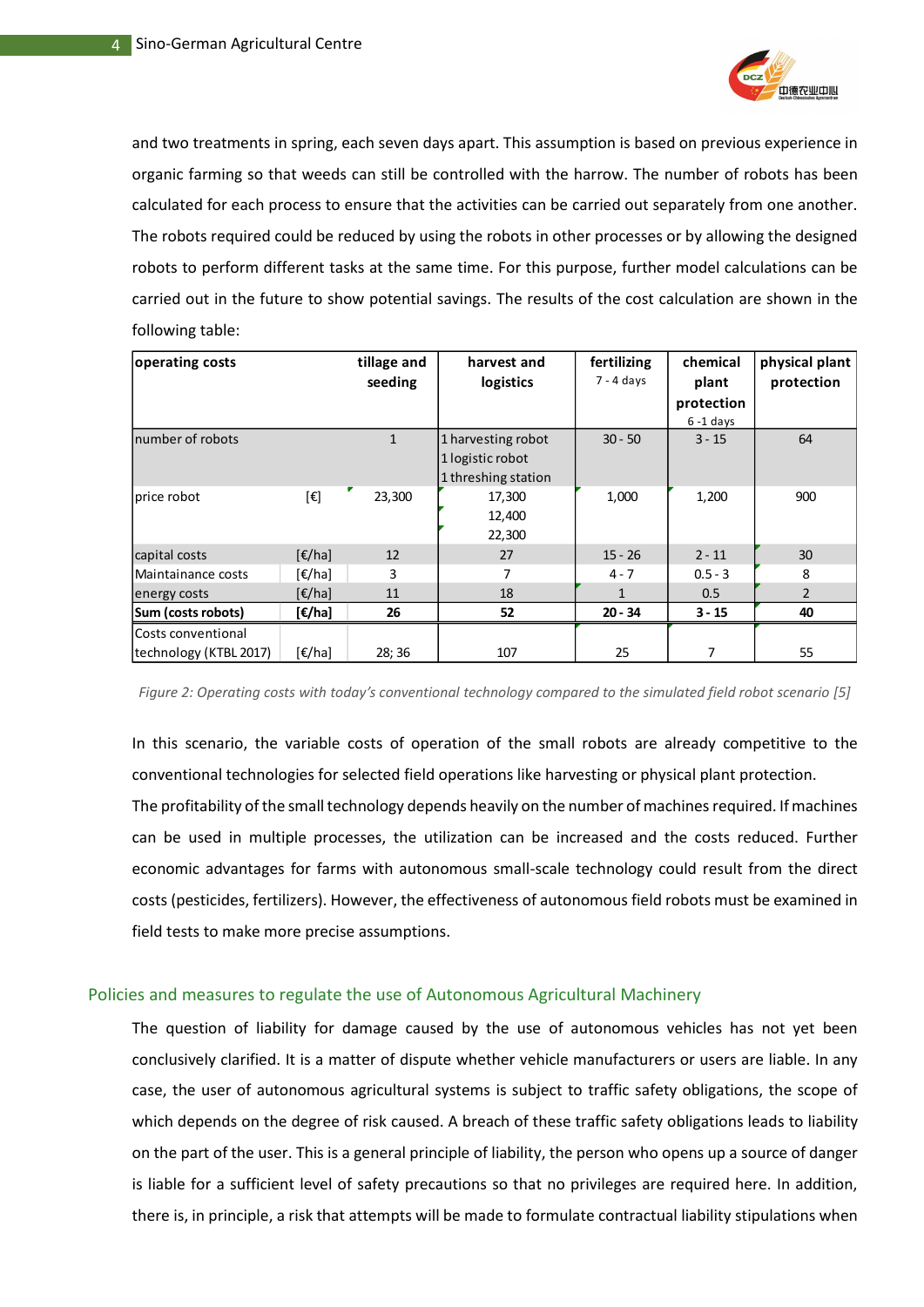and two treatments in spring, each seven days apart. This assumption is based on previous experience in organic farming so that weeds can still be controlled with the harrow. The number of robots has been calculated for each process to ensure that the activities can be carried out separately from one another. The robots required could be reduced by using the robots in other processes or by allowing the designed robots to perform different tasks at the same time. For this purpose, further model calculations can be carried out in the future to show potential savings. The results of the cost calculation are shown in the following table:

| operating costs | | tillage and seeding | harvest and logistics | fertilizing 7 - 4 days | chemical plant protection 6 -1 days | physical plant protection |
|---|---|---|---|---|---|---|
| number of robots | | 1 | 1 harvesting robot<br>1 logistic robot<br>1 threshing station | 30 - 50 | 3 - 15 | 64 |
| price robot | [€] | 23,300 | 17,300<br>12,400<br>22,300 | 1,000 | 1,200 | 900 |
| capital costs | [€/ha] | 12 | 27 | 15 - 26 | 2 - 11 | 30 |
| Maintainance costs | [€/ha] | 3 | 7 | 4 - 7 | 0.5 - 3 | 8 |
| energy costs | [€/ha] | 11 | 18 | 1 | 0.5 | 2 |
| **Sum (costs robots)** | **[€/ha]** | **26** | **52** | **20 - 34** | **3 - 15** | **40** |
| Costs conventional technology (KTBL 2017) | [€/ha] | 28; 36 | 107 | 25 | 7 | 55 |

*Figure 2: Operating costs with today's conventional technology compared to the simulated field robot scenario [5]*

In this scenario, the variable costs of operation of the small robots are already competitive to the conventional technologies for selected field operations like harvesting or physical plant protection.

The profitability of the small technology depends heavily on the number of machines required. If machines can be used in multiple processes, the utilization can be increased and the costs reduced. Further economic advantages for farms with autonomous small-scale technology could result from the direct costs (pesticides, fertilizers). However, the effectiveness of autonomous field robots must be examined in field tests to make more precise assumptions.

## Policies and measures to regulate the use of Autonomous Agricultural Machinery

The question of liability for damage caused by the use of autonomous vehicles has not yet been conclusively clarified. It is a matter of dispute whether vehicle manufacturers or users are liable. In any case, the user of autonomous agricultural systems is subject to traffic safety obligations, the scope of which depends on the degree of risk caused. A breach of these traffic safety obligations leads to liability on the part of the user. This is a general principle of liability, the person who opens up a source of danger is liable for a sufficient level of safety precautions so that no privileges are required here. In addition, there is, in principle, a risk that attempts will be made to formulate contractual liability stipulations when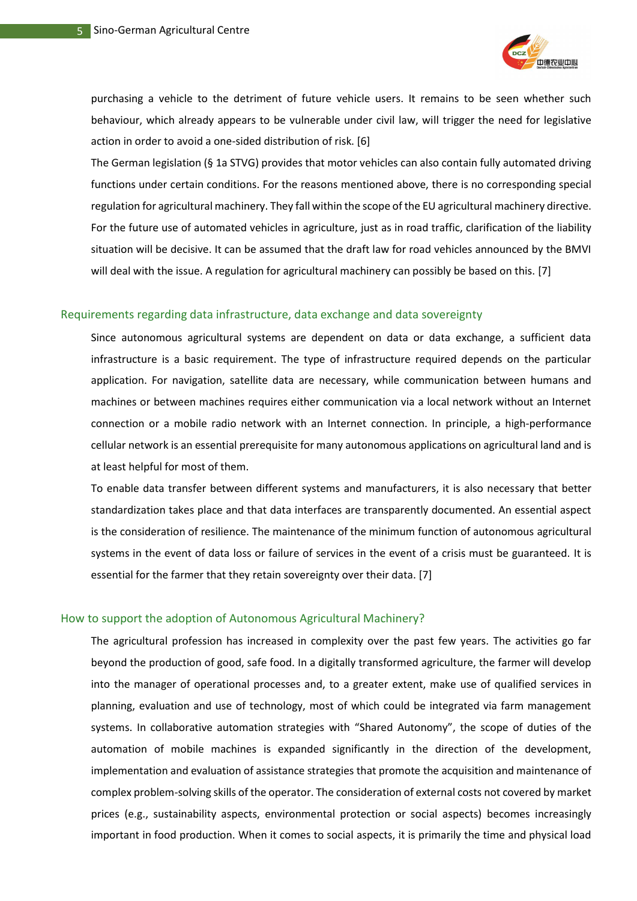purchasing a vehicle to the detriment of future vehicle users. It remains to be seen whether such behaviour, which already appears to be vulnerable under civil law, will trigger the need for legislative action in order to avoid a one-sided distribution of risk. [6]

The German legislation (§ 1a STVG) provides that motor vehicles can also contain fully automated driving functions under certain conditions. For the reasons mentioned above, there is no corresponding special regulation for agricultural machinery. They fall within the scope of the EU agricultural machinery directive. For the future use of automated vehicles in agriculture, just as in road traffic, clarification of the liability situation will be decisive. It can be assumed that the draft law for road vehicles announced by the BMVI will deal with the issue. A regulation for agricultural machinery can possibly be based on this. [7]

## Requirements regarding data infrastructure, data exchange and data sovereignty

Since autonomous agricultural systems are dependent on data or data exchange, a sufficient data infrastructure is a basic requirement. The type of infrastructure required depends on the particular application. For navigation, satellite data are necessary, while communication between humans and machines or between machines requires either communication via a local network without an Internet connection or a mobile radio network with an Internet connection. In principle, a high-performance cellular network is an essential prerequisite for many autonomous applications on agricultural land and is at least helpful for most of them.

To enable data transfer between different systems and manufacturers, it is also necessary that better standardization takes place and that data interfaces are transparently documented. An essential aspect is the consideration of resilience. The maintenance of the minimum function of autonomous agricultural systems in the event of data loss or failure of services in the event of a crisis must be guaranteed. It is essential for the farmer that they retain sovereignty over their data. [7]

## How to support the adoption of Autonomous Agricultural Machinery?

The agricultural profession has increased in complexity over the past few years. The activities go far beyond the production of good, safe food. In a digitally transformed agriculture, the farmer will develop into the manager of operational processes and, to a greater extent, make use of qualified services in planning, evaluation and use of technology, most of which could be integrated via farm management systems. In collaborative automation strategies with "Shared Autonomy", the scope of duties of the automation of mobile machines is expanded significantly in the direction of the development, implementation and evaluation of assistance strategies that promote the acquisition and maintenance of complex problem-solving skills of the operator. The consideration of external costs not covered by market prices (e.g., sustainability aspects, environmental protection or social aspects) becomes increasingly important in food production. When it comes to social aspects, it is primarily the time and physical load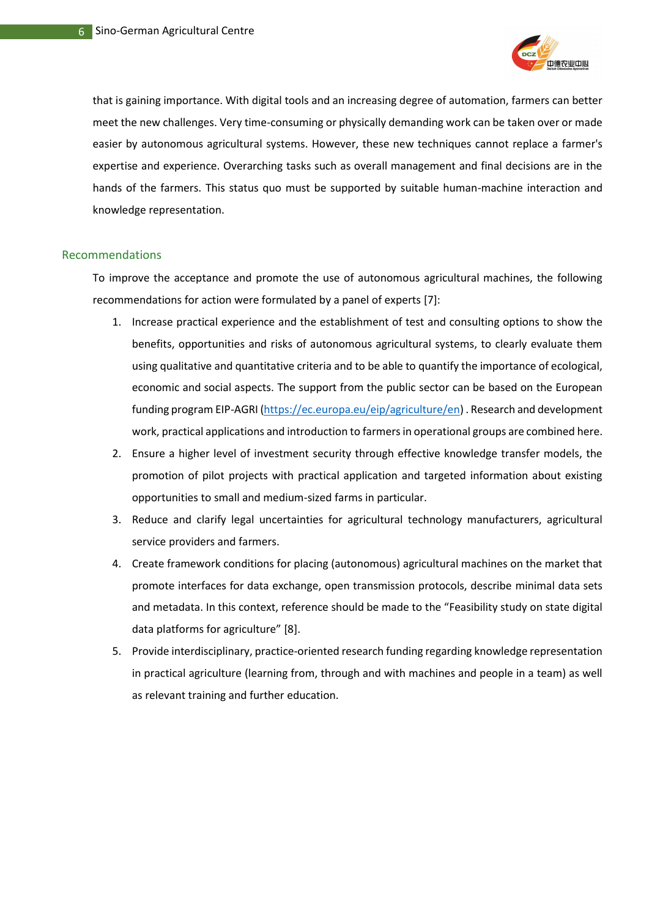that is gaining importance. With digital tools and an increasing degree of automation, farmers can better meet the new challenges. Very time-consuming or physically demanding work can be taken over or made easier by autonomous agricultural systems. However, these new techniques cannot replace a farmer's expertise and experience. Overarching tasks such as overall management and final decisions are in the hands of the farmers. This status quo must be supported by suitable human-machine interaction and knowledge representation.

## Recommendations

To improve the acceptance and promote the use of autonomous agricultural machines, the following recommendations for action were formulated by a panel of experts [7]:

1. Increase practical experience and the establishment of test and consulting options to show the benefits, opportunities and risks of autonomous agricultural systems, to clearly evaluate them using qualitative and quantitative criteria and to be able to quantify the importance of ecological, economic and social aspects. The support from the public sector can be based on the European funding program EIP-AGRI (https://ec.europa.eu/eip/agriculture/en) . Research and development work, practical applications and introduction to farmers in operational groups are combined here.
2. Ensure a higher level of investment security through effective knowledge transfer models, the promotion of pilot projects with practical application and targeted information about existing opportunities to small and medium-sized farms in particular.
3. Reduce and clarify legal uncertainties for agricultural technology manufacturers, agricultural service providers and farmers.
4. Create framework conditions for placing (autonomous) agricultural machines on the market that promote interfaces for data exchange, open transmission protocols, describe minimal data sets and metadata. In this context, reference should be made to the "Feasibility study on state digital data platforms for agriculture" [8].
5. Provide interdisciplinary, practice-oriented research funding regarding knowledge representation in practical agriculture (learning from, through and with machines and people in a team) as well as relevant training and further education.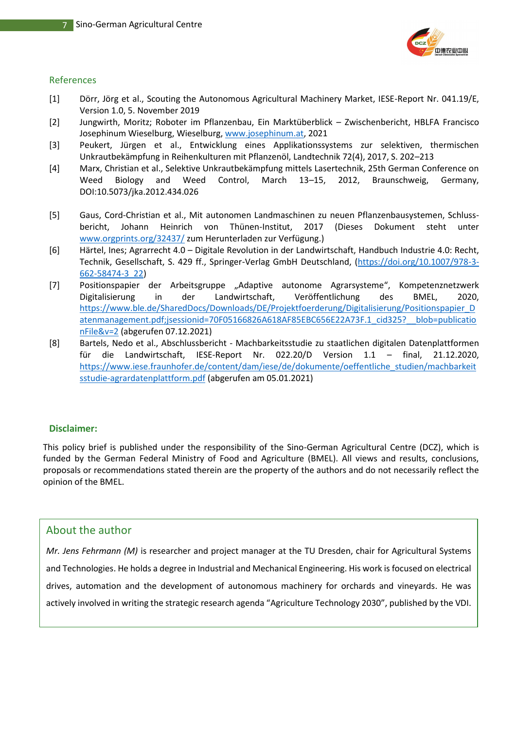## References

[1] Dörr, Jörg et al., Scouting the Autonomous Agricultural Machinery Market, IESE-Report Nr. 041.19/E, Version 1.0, 5. November 2019

[2] Jungwirth, Moritz; Roboter im Pflanzenbau, Ein Marktüberblick – Zwischenbericht, HBLFA Francisco Josephinum Wieselburg, Wieselburg, www.josephinum.at, 2021

[3] Peukert, Jürgen et al., Entwicklung eines Applikationssystems zur selektiven, thermischen Unkrautbekämpfung in Reihenkulturen mit Pflanzenöl, Landtechnik 72(4), 2017, S. 202–213

[4] Marx, Christian et al., Selektive Unkrautbekämpfung mittels Lasertechnik, 25th German Conference on Weed Biology and Weed Control, March 13–15, 2012, Braunschweig, Germany, DOI:10.5073/jka.2012.434.026

[5] Gaus, Cord-Christian et al., Mit autonomen Landmaschinen zu neuen Pflanzenbausystemen, Schluss-bericht, Johann Heinrich von Thünen-Institut, 2017 (Dieses Dokument steht unter www.orgprints.org/32437/ zum Herunterladen zur Verfügung.)

[6] Härtel, Ines; Agrarrecht 4.0 – Digitale Revolution in der Landwirtschaft, Handbuch Industrie 4.0: Recht, Technik, Gesellschaft, S. 429 ff., Springer-Verlag GmbH Deutschland, (https://doi.org/10.1007/978-3-662-58474-3_22)

[7] Positionspapier der Arbeitsgruppe „Adaptive autonome Agrarsysteme“, Kompetenznetzwerk Digitalisierung in der Landwirtschaft, Veröffentlichung des BMEL, 2020, https://www.ble.de/SharedDocs/Downloads/DE/Projektfoerderung/Digitalisierung/Positionspapier_Datenmanagement.pdf;jsessionid=70F05166826A618AF85EBC656E22A73F.1_cid325?__blob=publicationFile&v=2 (abgerufen 07.12.2021)

[8] Bartels, Nedo et al., Abschlussbericht - Machbarkeitsstudie zu staatlichen digitalen Datenplattformen für die Landwirtschaft, IESE-Report Nr. 022.20/D Version 1.1 – final, 21.12.2020, https://www.iese.fraunhofer.de/content/dam/iese/de/dokumente/oeffentliche_studien/machbarkeitsstudie-agrardatenplattform.pdf (abgerufen am 05.01.2021)

**Disclaimer:**

This policy brief is published under the responsibility of the Sino-German Agricultural Centre (DCZ), which is funded by the German Federal Ministry of Food and Agriculture (BMEL). All views and results, conclusions, proposals or recommendations stated therein are the property of the authors and do not necessarily reflect the opinion of the BMEL.

## About the author

*Mr. Jens Fehrmann (M)* is researcher and project manager at the TU Dresden, chair for Agricultural Systems and Technologies. He holds a degree in Industrial and Mechanical Engineering. His work is focused on electrical drives, automation and the development of autonomous machinery for orchards and vineyards. He was actively involved in writing the strategic research agenda “Agriculture Technology 2030”, published by the VDI.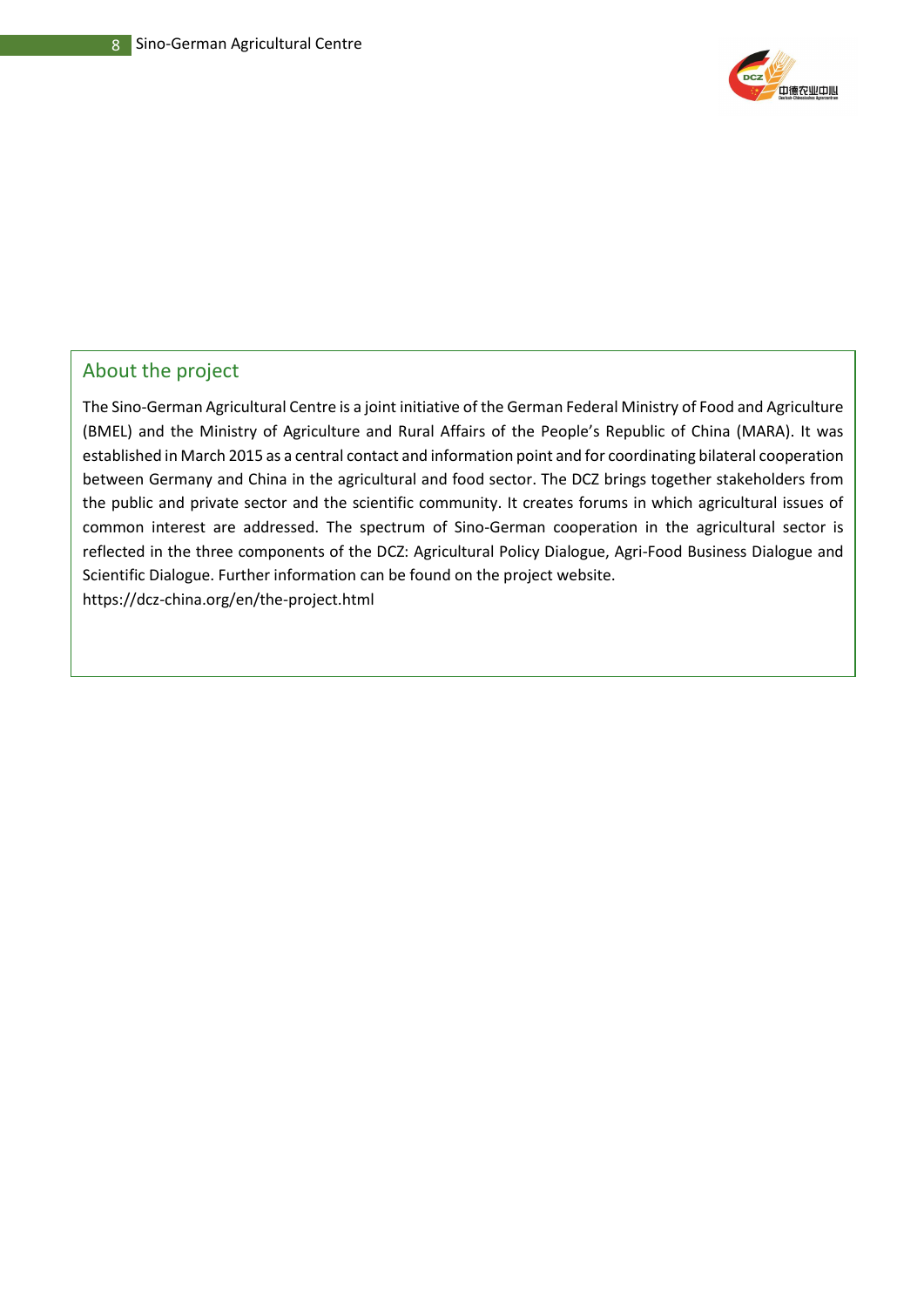## About the project

The Sino-German Agricultural Centre is a joint initiative of the German Federal Ministry of Food and Agriculture (BMEL) and the Ministry of Agriculture and Rural Affairs of the People's Republic of China (MARA). It was established in March 2015 as a central contact and information point and for coordinating bilateral cooperation between Germany and China in the agricultural and food sector. The DCZ brings together stakeholders from the public and private sector and the scientific community. It creates forums in which agricultural issues of common interest are addressed. The spectrum of Sino-German cooperation in the agricultural sector is reflected in the three components of the DCZ: Agricultural Policy Dialogue, Agri-Food Business Dialogue and Scientific Dialogue. Further information can be found on the project website.
https://dcz-china.org/en/the-project.html